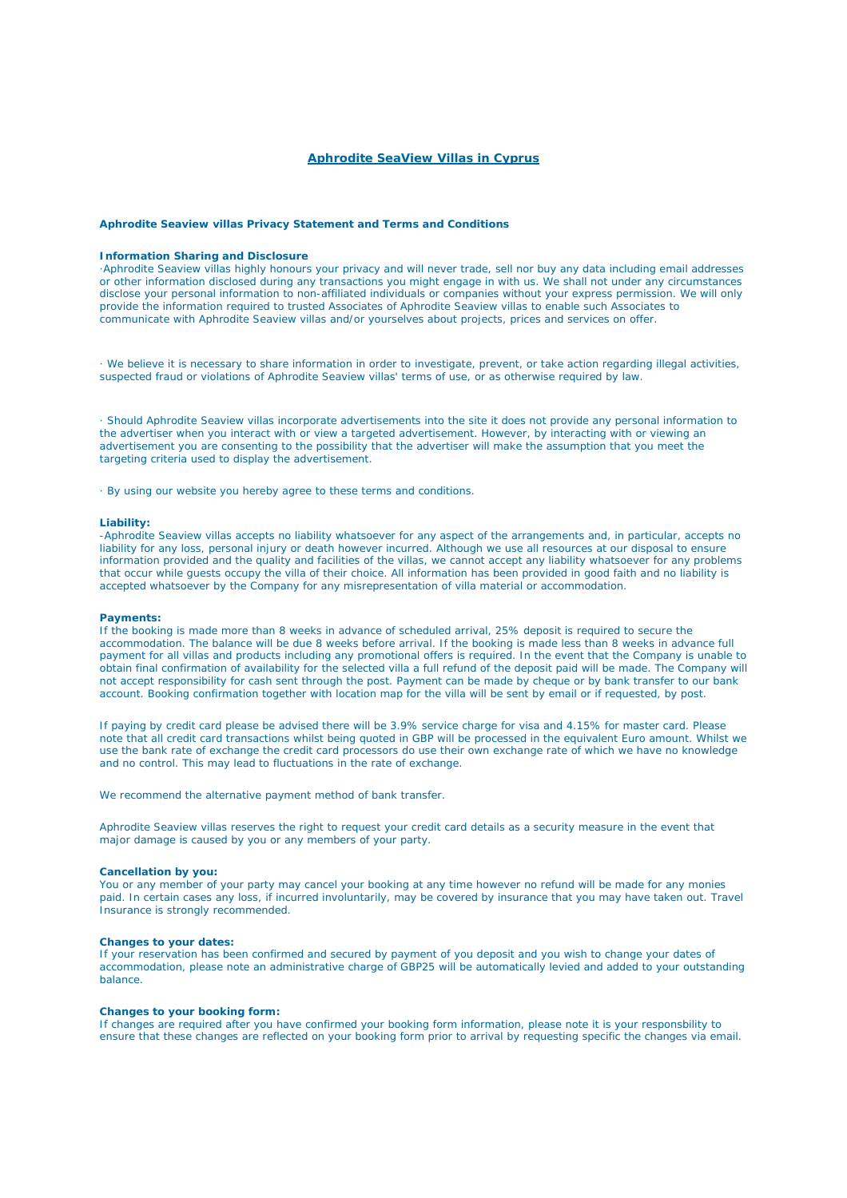# Aphrodite SeaView Villas in Cyprus

**Aphrodite Seaview villas Privacy Statement and Terms and Conditions**

**Information Sharing and Disclosure**

·Aphrodite Seaview villas highly honours your privacy and will never trade, sell nor buy any data including email addresses or other information disclosed during any transactions you might engage in with us. We shall not under any circumstances disclose your personal information to non-affiliated individuals or companies without your express permission. We will only provide the information required to trusted Associates of Aphrodite Seaview villas to enable such Associates to communicate with Aphrodite Seaview villas and/or yourselves about projects, prices and services on offer.

· We believe it is necessary to share information in order to investigate, prevent, or take action regarding illegal activities, suspected fraud or violations of Aphrodite Seaview villas' terms of use, or as otherwise required by law.

· Should Aphrodite Seaview villas incorporate advertisements into the site it does not provide any personal information to the advertiser when you interact with or view a targeted advertisement. However, by interacting with or viewing an advertisement you are consenting to the possibility that the advertiser will make the assumption that you meet the targeting criteria used to display the advertisement.

· By using our website you hereby agree to these terms and conditions.

**Liability:**

-Aphrodite Seaview villas accepts no liability whatsoever for any aspect of the arrangements and, in particular, accepts no liability for any loss, personal injury or death however incurred. Although we use all resources at our disposal to ensure information provided and the quality and facilities of the villas, we cannot accept any liability whatsoever for any problems that occur while guests occupy the villa of their choice. All information has been provided in good faith and no liability is accepted whatsoever by the Company for any misrepresentation of villa material or accommodation.

**Payments:**

If the booking is made more than 8 weeks in advance of scheduled arrival, 25% deposit is required to secure the accommodation. The balance will be due 8 weeks before arrival. If the booking is made less than 8 weeks in advance full payment for all villas and products including any promotional offers is required. In the event that the Company is unable to obtain final confirmation of availability for the selected villa a full refund of the deposit paid will be made. The Company will not accept responsibility for cash sent through the post. Payment can be made by cheque or by bank transfer to our bank account. Booking confirmation together with location map for the villa will be sent by email or if requested, by post.

If paying by credit card please be advised there will be 3.9% service charge for visa and 4.15% for master card. Please note that all credit card transactions whilst being quoted in GBP will be processed in the equivalent Euro amount. Whilst we use the bank rate of exchange the credit card processors do use their own exchange rate of which we have no knowledge and no control. This may lead to fluctuations in the rate of exchange.

We recommend the alternative payment method of bank transfer.

Aphrodite Seaview villas reserves the right to request your credit card details as a security measure in the event that major damage is caused by you or any members of your party.

**Cancellation by you:**

You or any member of your party may cancel your booking at any time however no refund will be made for any monies paid. In certain cases any loss, if incurred involuntarily, may be covered by insurance that you may have taken out. Travel Insurance is strongly recommended.

**Changes to your dates:**

If your reservation has been confirmed and secured by payment of you deposit and you wish to change your dates of accommodation, please note an administrative charge of GBP25 will be automatically levied and added to your outstanding balance.

**Changes to your booking form:**

If changes are required after you have confirmed your booking form information, please note it is your responsbility to ensure that these changes are reflected on your booking form prior to arrival by requesting specific the changes via email.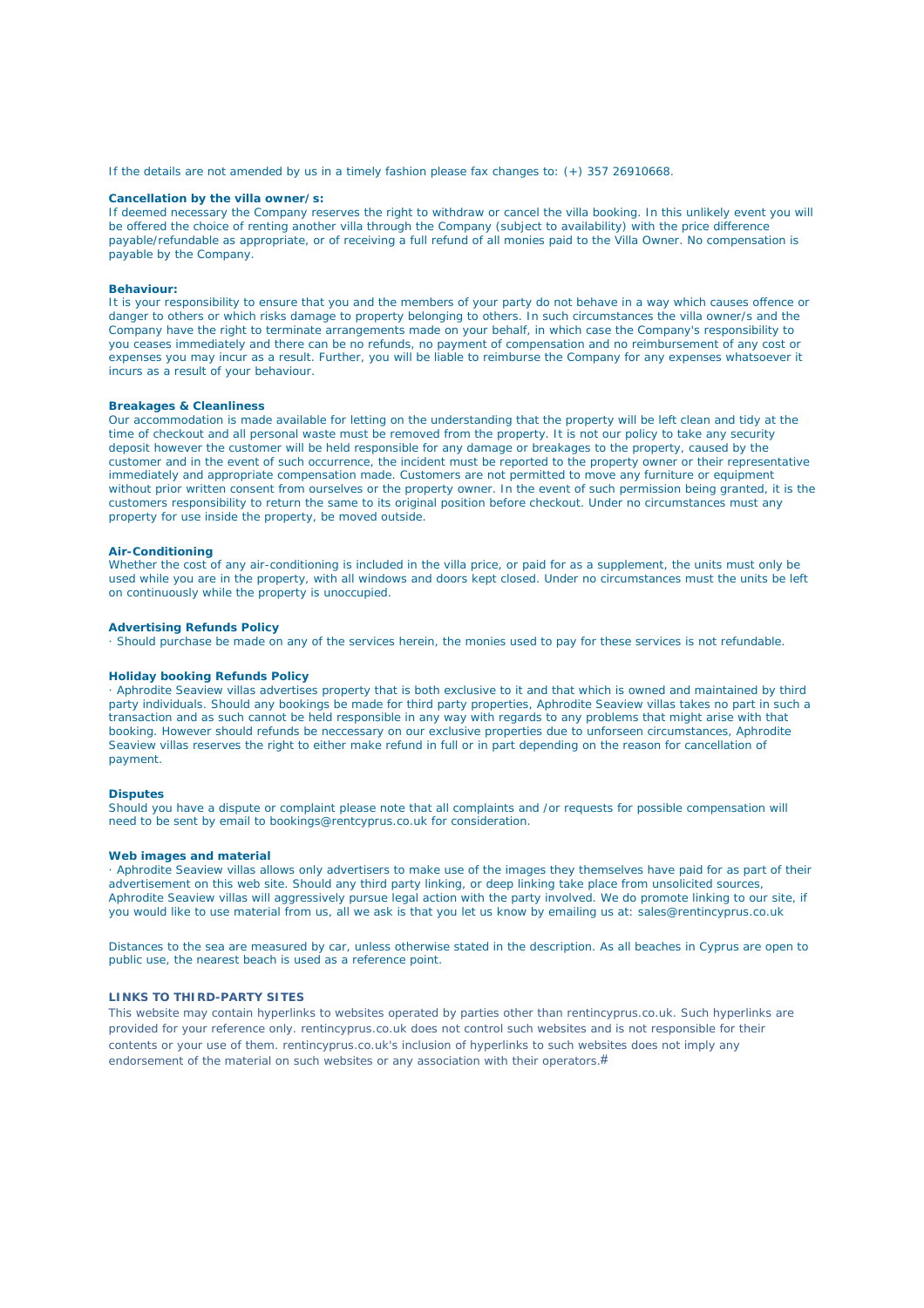If the details are not amended by us in a timely fashion please fax changes to: (+) 357 26910668.

**Cancellation by the villa owner/s:**
If deemed necessary the Company reserves the right to withdraw or cancel the villa booking. In this unlikely event you will be offered the choice of renting another villa through the Company (subject to availability) with the price difference payable/refundable as appropriate, or of receiving a full refund of all monies paid to the Villa Owner. No compensation is payable by the Company.

**Behaviour:**
It is your responsibility to ensure that you and the members of your party do not behave in a way which causes offence or danger to others or which risks damage to property belonging to others. In such circumstances the villa owner/s and the Company have the right to terminate arrangements made on your behalf, in which case the Company's responsibility to you ceases immediately and there can be no refunds, no payment of compensation and no reimbursement of any cost or expenses you may incur as a result. Further, you will be liable to reimburse the Company for any expenses whatsoever it incurs as a result of your behaviour.

**Breakages & Cleanliness**
Our accommodation is made available for letting on the understanding that the property will be left clean and tidy at the time of checkout and all personal waste must be removed from the property. It is not our policy to take any security deposit however the customer will be held responsible for any damage or breakages to the property, caused by the customer and in the event of such occurrence, the incident must be reported to the property owner or their representative immediately and appropriate compensation made. Customers are not permitted to move any furniture or equipment without prior written consent from ourselves or the property owner. In the event of such permission being granted, it is the customers responsibility to return the same to its original position before checkout. Under no circumstances must any property for use inside the property, be moved outside.

**Air-Conditioning**
Whether the cost of any air-conditioning is included in the villa price, or paid for as a supplement, the units must only be used while you are in the property, with all windows and doors kept closed. Under no circumstances must the units be left on continuously while the property is unoccupied.

**Advertising Refunds Policy**
· Should purchase be made on any of the services herein, the monies used to pay for these services is not refundable.

**Holiday booking Refunds Policy**
· Aphrodite Seaview villas advertises property that is both exclusive to it and that which is owned and maintained by third party individuals. Should any bookings be made for third party properties, Aphrodite Seaview villas takes no part in such a transaction and as such cannot be held responsible in any way with regards to any problems that might arise with that booking. However should refunds be neccessary on our exclusive properties due to unforseen circumstances, Aphrodite Seaview villas reserves the right to either make refund in full or in part depending on the reason for cancellation of payment.

**Disputes**
Should you have a dispute or complaint please note that all complaints and /or requests for possible compensation will need to be sent by email to bookings@rentcyprus.co.uk for consideration.

**Web images and material**
· Aphrodite Seaview villas allows only advertisers to make use of the images they themselves have paid for as part of their advertisement on this web site. Should any third party linking, or deep linking take place from unsolicited sources, Aphrodite Seaview villas will aggressively pursue legal action with the party involved. We do promote linking to our site, if you would like to use material from us, all we ask is that you let us know by emailing us at: sales@rentincyprus.co.uk

Distances to the sea are measured by car, unless otherwise stated in the description. As all beaches in Cyprus are open to public use, the nearest beach is used as a reference point.

**LINKS TO THIRD-PARTY SITES**
This website may contain hyperlinks to websites operated by parties other than rentincyprus.co.uk. Such hyperlinks are provided for your reference only. rentincyprus.co.uk does not control such websites and is not responsible for their contents or your use of them. rentincyprus.co.uk's inclusion of hyperlinks to such websites does not imply any endorsement of the material on such websites or any association with their operators.#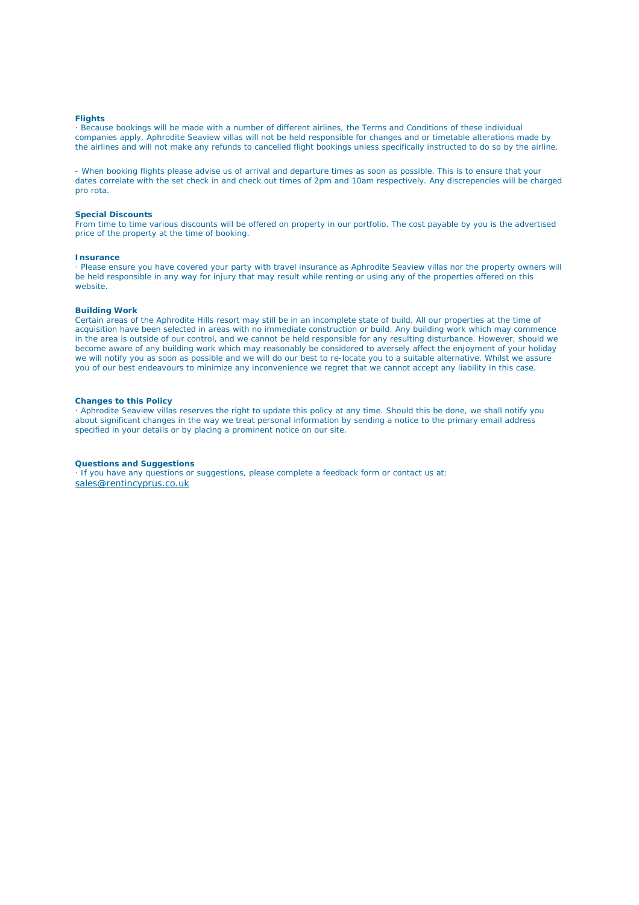**Flights**

· Because bookings will be made with a number of different airlines, the Terms and Conditions of these individual companies apply. Aphrodite Seaview villas will not be held responsible for changes and or timetable alterations made by the airlines and will not make any refunds to cancelled flight bookings unless specifically instructed to do so by the airline.

- When booking flights please advise us of arrival and departure times as soon as possible. This is to ensure that your dates correlate with the set check in and check out times of 2pm and 10am respectively. Any discrepencies will be charged pro rota.

**Special Discounts**

From time to time various discounts will be offered on property in our portfolio. The cost payable by you is the advertised price of the property at the time of booking.

**Insurance**

· Please ensure you have covered your party with travel insurance as Aphrodite Seaview villas nor the property owners will be held responsible in any way for injury that may result while renting or using any of the properties offered on this website.

**Building Work**

Certain areas of the Aphrodite Hills resort may still be in an incomplete state of build. All our properties at the time of acquisition have been selected in areas with no immediate construction or build. Any building work which may commence in the area is outside of our control, and we cannot be held responsible for any resulting disturbance. However, should we become aware of any building work which may reasonably be considered to aversely affect the enjoyment of your holiday we will notify you as soon as possible and we will do our best to re-locate you to a suitable alternative. Whilst we assure you of our best endeavours to minimize any inconvenience we regret that we cannot accept any liability in this case.

**Changes to this Policy**

· Aphrodite Seaview villas reserves the right to update this policy at any time. Should this be done, we shall notify you about significant changes in the way we treat personal information by sending a notice to the primary email address specified in your details or by placing a prominent notice on our site.

**Questions and Suggestions**

· If you have any questions or suggestions, please complete a feedback form or contact us at:
sales@rentincyprus.co.uk